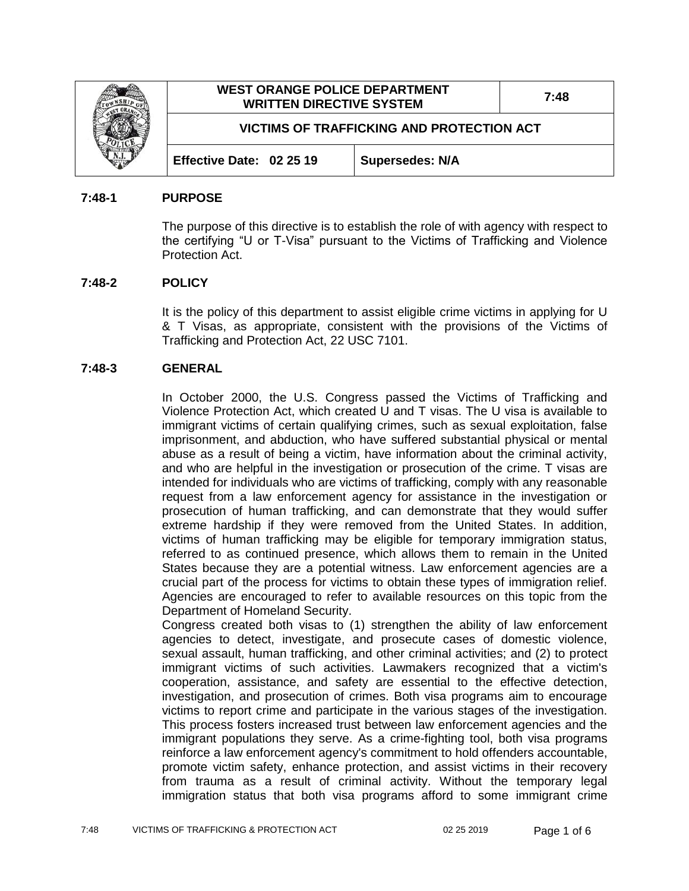| | WEST ORANGE POLICE DEPARTMENT WRITTEN DIRECTIVE SYSTEM | | 7:48 |
|---|---|---|---|
| | VICTIMS OF TRAFFICKING AND PROTECTION ACT | | |
| | **Effective Date: 02 25 19** | **Supersedes: N/A** | |

## 7:48-1 PURPOSE

The purpose of this directive is to establish the role of with agency with respect to the certifying "U or T-Visa" pursuant to the Victims of Trafficking and Violence Protection Act.

## 7:48-2 POLICY

It is the policy of this department to assist eligible crime victims in applying for U & T Visas, as appropriate, consistent with the provisions of the Victims of Trafficking and Protection Act, 22 USC 7101.

## 7:48-3 GENERAL

In October 2000, the U.S. Congress passed the Victims of Trafficking and Violence Protection Act, which created U and T visas. The U visa is available to immigrant victims of certain qualifying crimes, such as sexual exploitation, false imprisonment, and abduction, who have suffered substantial physical or mental abuse as a result of being a victim, have information about the criminal activity, and who are helpful in the investigation or prosecution of the crime. T visas are intended for individuals who are victims of trafficking, comply with any reasonable request from a law enforcement agency for assistance in the investigation or prosecution of human trafficking, and can demonstrate that they would suffer extreme hardship if they were removed from the United States. In addition, victims of human trafficking may be eligible for temporary immigration status, referred to as continued presence, which allows them to remain in the United States because they are a potential witness. Law enforcement agencies are a crucial part of the process for victims to obtain these types of immigration relief. Agencies are encouraged to refer to available resources on this topic from the Department of Homeland Security.

Congress created both visas to (1) strengthen the ability of law enforcement agencies to detect, investigate, and prosecute cases of domestic violence, sexual assault, human trafficking, and other criminal activities; and (2) to protect immigrant victims of such activities. Lawmakers recognized that a victim's cooperation, assistance, and safety are essential to the effective detection, investigation, and prosecution of crimes. Both visa programs aim to encourage victims to report crime and participate in the various stages of the investigation. This process fosters increased trust between law enforcement agencies and the immigrant populations they serve. As a crime-fighting tool, both visa programs reinforce a law enforcement agency's commitment to hold offenders accountable, promote victim safety, enhance protection, and assist victims in their recovery from trauma as a result of criminal activity. Without the temporary legal immigration status that both visa programs afford to some immigrant crime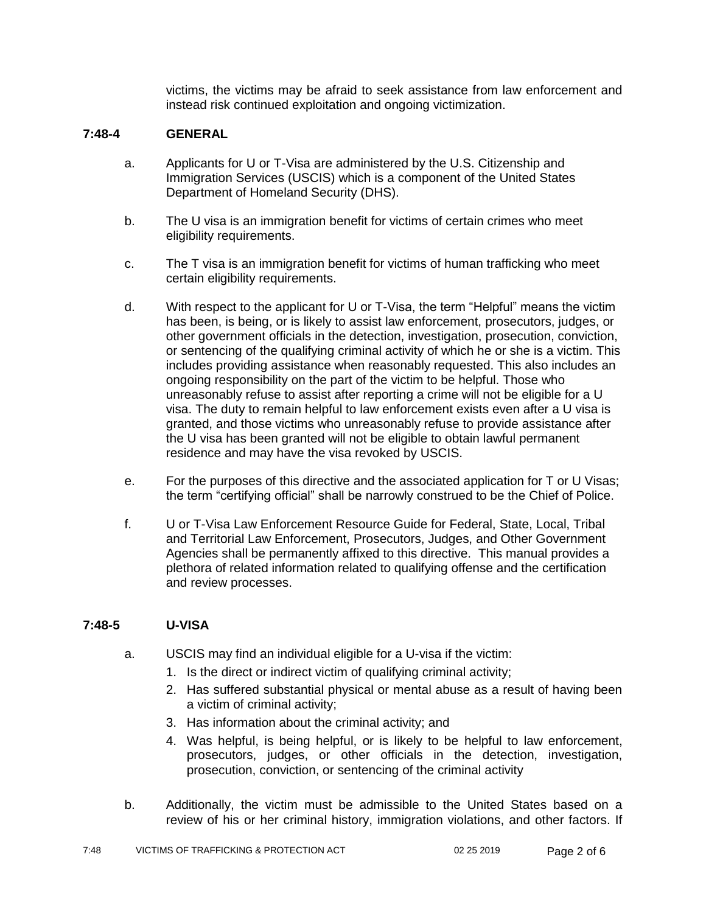victims, the victims may be afraid to seek assistance from law enforcement and instead risk continued exploitation and ongoing victimization.

### 7:48-4 GENERAL

a. Applicants for U or T-Visa are administered by the U.S. Citizenship and Immigration Services (USCIS) which is a component of the United States Department of Homeland Security (DHS).

b. The U visa is an immigration benefit for victims of certain crimes who meet eligibility requirements.

c. The T visa is an immigration benefit for victims of human trafficking who meet certain eligibility requirements.

d. With respect to the applicant for U or T-Visa, the term "Helpful" means the victim has been, is being, or is likely to assist law enforcement, prosecutors, judges, or other government officials in the detection, investigation, prosecution, conviction, or sentencing of the qualifying criminal activity of which he or she is a victim. This includes providing assistance when reasonably requested. This also includes an ongoing responsibility on the part of the victim to be helpful. Those who unreasonably refuse to assist after reporting a crime will not be eligible for a U visa. The duty to remain helpful to law enforcement exists even after a U visa is granted, and those victims who unreasonably refuse to provide assistance after the U visa has been granted will not be eligible to obtain lawful permanent residence and may have the visa revoked by USCIS.

e. For the purposes of this directive and the associated application for T or U Visas; the term "certifying official" shall be narrowly construed to be the Chief of Police.

f. U or T-Visa Law Enforcement Resource Guide for Federal, State, Local, Tribal and Territorial Law Enforcement, Prosecutors, Judges, and Other Government Agencies shall be permanently affixed to this directive. This manual provides a plethora of related information related to qualifying offense and the certification and review processes.

### 7:48-5 U-VISA

a. USCIS may find an individual eligible for a U-visa if the victim:
   1. Is the direct or indirect victim of qualifying criminal activity;
   2. Has suffered substantial physical or mental abuse as a result of having been a victim of criminal activity;
   3. Has information about the criminal activity; and
   4. Was helpful, is being helpful, or is likely to be helpful to law enforcement, prosecutors, judges, or other officials in the detection, investigation, prosecution, conviction, or sentencing of the criminal activity

b. Additionally, the victim must be admissible to the United States based on a review of his or her criminal history, immigration violations, and other factors. If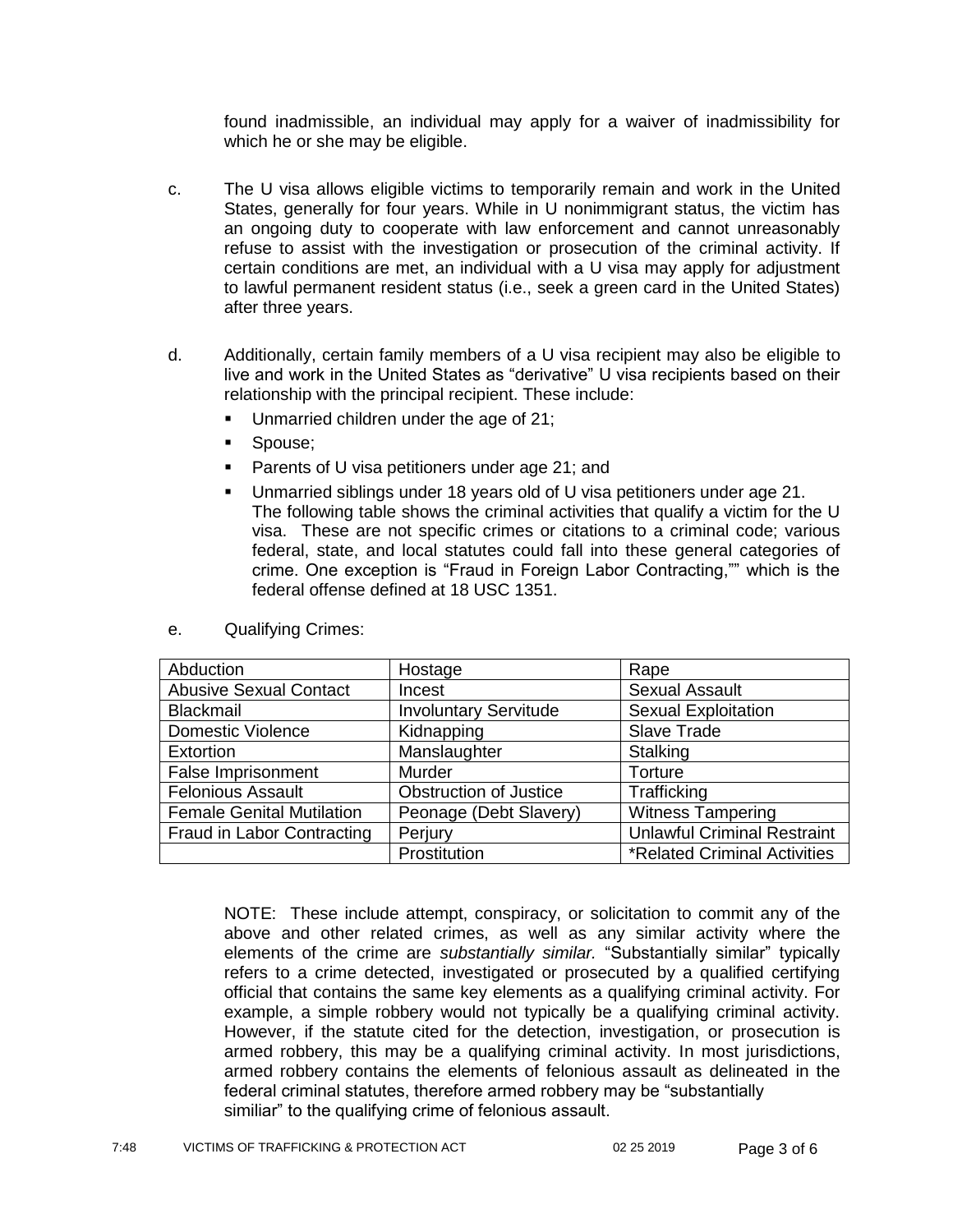found inadmissible, an individual may apply for a waiver of inadmissibility for which he or she may be eligible.

c. The U visa allows eligible victims to temporarily remain and work in the United States, generally for four years. While in U nonimmigrant status, the victim has an ongoing duty to cooperate with law enforcement and cannot unreasonably refuse to assist with the investigation or prosecution of the criminal activity. If certain conditions are met, an individual with a U visa may apply for adjustment to lawful permanent resident status (i.e., seek a green card in the United States) after three years.

d. Additionally, certain family members of a U visa recipient may also be eligible to live and work in the United States as "derivative" U visa recipients based on their relationship with the principal recipient. These include:

- Unmarried children under the age of 21;
- Spouse;
- Parents of U visa petitioners under age 21; and
- Unmarried siblings under 18 years old of U visa petitioners under age 21.

The following table shows the criminal activities that qualify a victim for the U visa. These are not specific crimes or citations to a criminal code; various federal, state, and local statutes could fall into these general categories of crime. One exception is "Fraud in Foreign Labor Contracting,"" which is the federal offense defined at 18 USC 1351.

e. Qualifying Crimes:

| | | |
|---|---|---|
| Abduction | Hostage | Rape |
| Abusive Sexual Contact | Incest | Sexual Assault |
| Blackmail | Involuntary Servitude | Sexual Exploitation |
| Domestic Violence | Kidnapping | Slave Trade |
| Extortion | Manslaughter | Stalking |
| False Imprisonment | Murder | Torture |
| Felonious Assault | Obstruction of Justice | Trafficking |
| Female Genital Mutilation | Peonage (Debt Slavery) | Witness Tampering |
| Fraud in Labor Contracting | Perjury | Unlawful Criminal Restraint |
| | Prostitution | *Related Criminal Activities |

NOTE: These include attempt, conspiracy, or solicitation to commit any of the above and other related crimes, as well as any similar activity where the elements of the crime are *substantially similar.* "Substantially similar" typically refers to a crime detected, investigated or prosecuted by a qualified certifying official that contains the same key elements as a qualifying criminal activity. For example, a simple robbery would not typically be a qualifying criminal activity. However, if the statute cited for the detection, investigation, or prosecution is armed robbery, this may be a qualifying criminal activity. In most jurisdictions, armed robbery contains the elements of felonious assault as delineated in the federal criminal statutes, therefore armed robbery may be "substantially similiar" to the qualifying crime of felonious assault.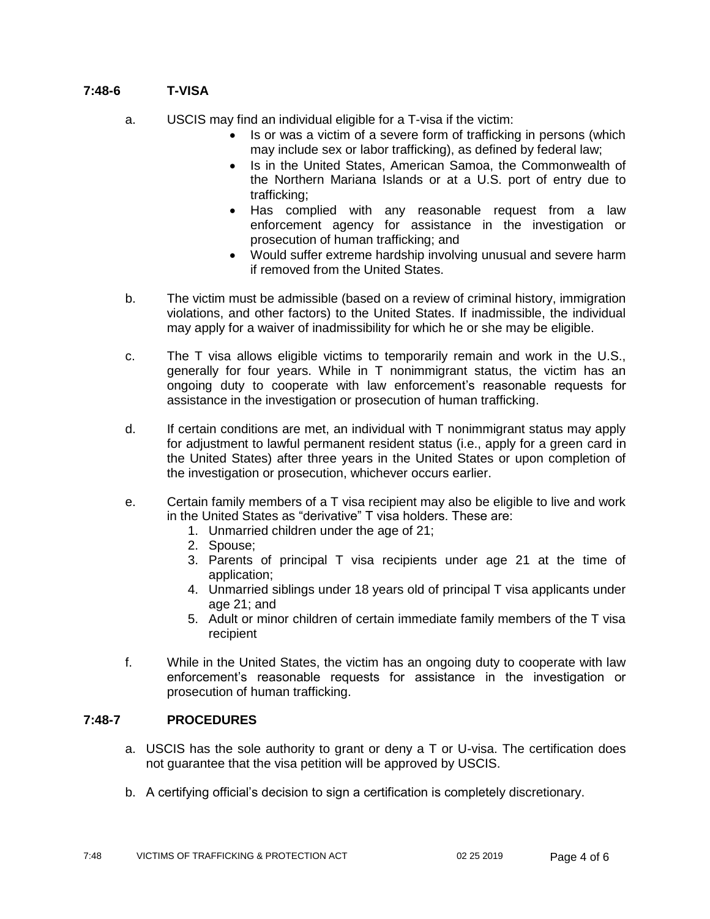## 7:48-6 T-VISA

a. USCIS may find an individual eligible for a T-visa if the victim:
   - Is or was a victim of a severe form of trafficking in persons (which may include sex or labor trafficking), as defined by federal law;
   - Is in the United States, American Samoa, the Commonwealth of the Northern Mariana Islands or at a U.S. port of entry due to trafficking;
   - Has complied with any reasonable request from a law enforcement agency for assistance in the investigation or prosecution of human trafficking; and
   - Would suffer extreme hardship involving unusual and severe harm if removed from the United States.

b. The victim must be admissible (based on a review of criminal history, immigration violations, and other factors) to the United States. If inadmissible, the individual may apply for a waiver of inadmissibility for which he or she may be eligible.

c. The T visa allows eligible victims to temporarily remain and work in the U.S., generally for four years. While in T nonimmigrant status, the victim has an ongoing duty to cooperate with law enforcement's reasonable requests for assistance in the investigation or prosecution of human trafficking.

d. If certain conditions are met, an individual with T nonimmigrant status may apply for adjustment to lawful permanent resident status (i.e., apply for a green card in the United States) after three years in the United States or upon completion of the investigation or prosecution, whichever occurs earlier.

e. Certain family members of a T visa recipient may also be eligible to live and work in the United States as "derivative" T visa holders. These are:
   1. Unmarried children under the age of 21;
   2. Spouse;
   3. Parents of principal T visa recipients under age 21 at the time of application;
   4. Unmarried siblings under 18 years old of principal T visa applicants under age 21; and
   5. Adult or minor children of certain immediate family members of the T visa recipient

f. While in the United States, the victim has an ongoing duty to cooperate with law enforcement's reasonable requests for assistance in the investigation or prosecution of human trafficking.

## 7:48-7 PROCEDURES

a. USCIS has the sole authority to grant or deny a T or U-visa. The certification does not guarantee that the visa petition will be approved by USCIS.

b. A certifying official's decision to sign a certification is completely discretionary.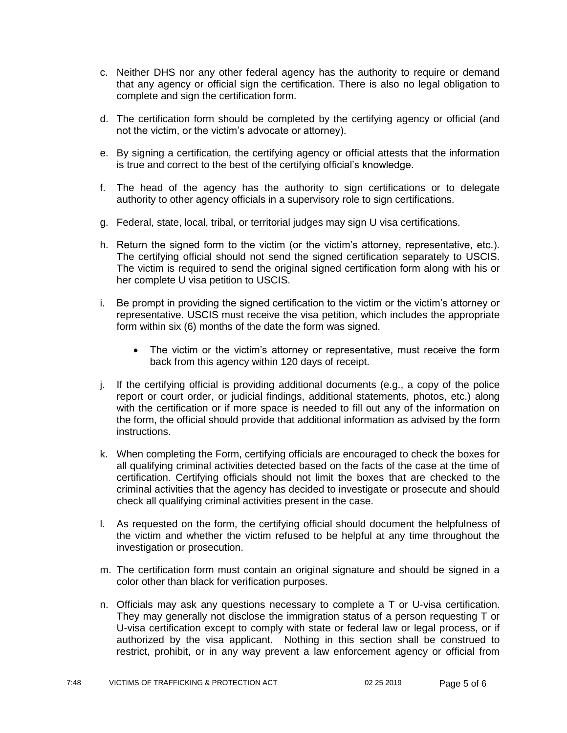c. Neither DHS nor any other federal agency has the authority to require or demand that any agency or official sign the certification. There is also no legal obligation to complete and sign the certification form.

d. The certification form should be completed by the certifying agency or official (and not the victim, or the victim's advocate or attorney).

e. By signing a certification, the certifying agency or official attests that the information is true and correct to the best of the certifying official's knowledge.

f. The head of the agency has the authority to sign certifications or to delegate authority to other agency officials in a supervisory role to sign certifications.

g. Federal, state, local, tribal, or territorial judges may sign U visa certifications.

h. Return the signed form to the victim (or the victim's attorney, representative, etc.). The certifying official should not send the signed certification separately to USCIS. The victim is required to send the original signed certification form along with his or her complete U visa petition to USCIS.

i. Be prompt in providing the signed certification to the victim or the victim's attorney or representative. USCIS must receive the visa petition, which includes the appropriate form within six (6) months of the date the form was signed.

   - The victim or the victim's attorney or representative, must receive the form back from this agency within 120 days of receipt.

j. If the certifying official is providing additional documents (e.g., a copy of the police report or court order, or judicial findings, additional statements, photos, etc.) along with the certification or if more space is needed to fill out any of the information on the form, the official should provide that additional information as advised by the form instructions.

k. When completing the Form, certifying officials are encouraged to check the boxes for all qualifying criminal activities detected based on the facts of the case at the time of certification. Certifying officials should not limit the boxes that are checked to the criminal activities that the agency has decided to investigate or prosecute and should check all qualifying criminal activities present in the case.

l. As requested on the form, the certifying official should document the helpfulness of the victim and whether the victim refused to be helpful at any time throughout the investigation or prosecution.

m. The certification form must contain an original signature and should be signed in a color other than black for verification purposes.

n. Officials may ask any questions necessary to complete a T or U-visa certification. They may generally not disclose the immigration status of a person requesting T or U-visa certification except to comply with state or federal law or legal process, or if authorized by the visa applicant. Nothing in this section shall be construed to restrict, prohibit, or in any way prevent a law enforcement agency or official from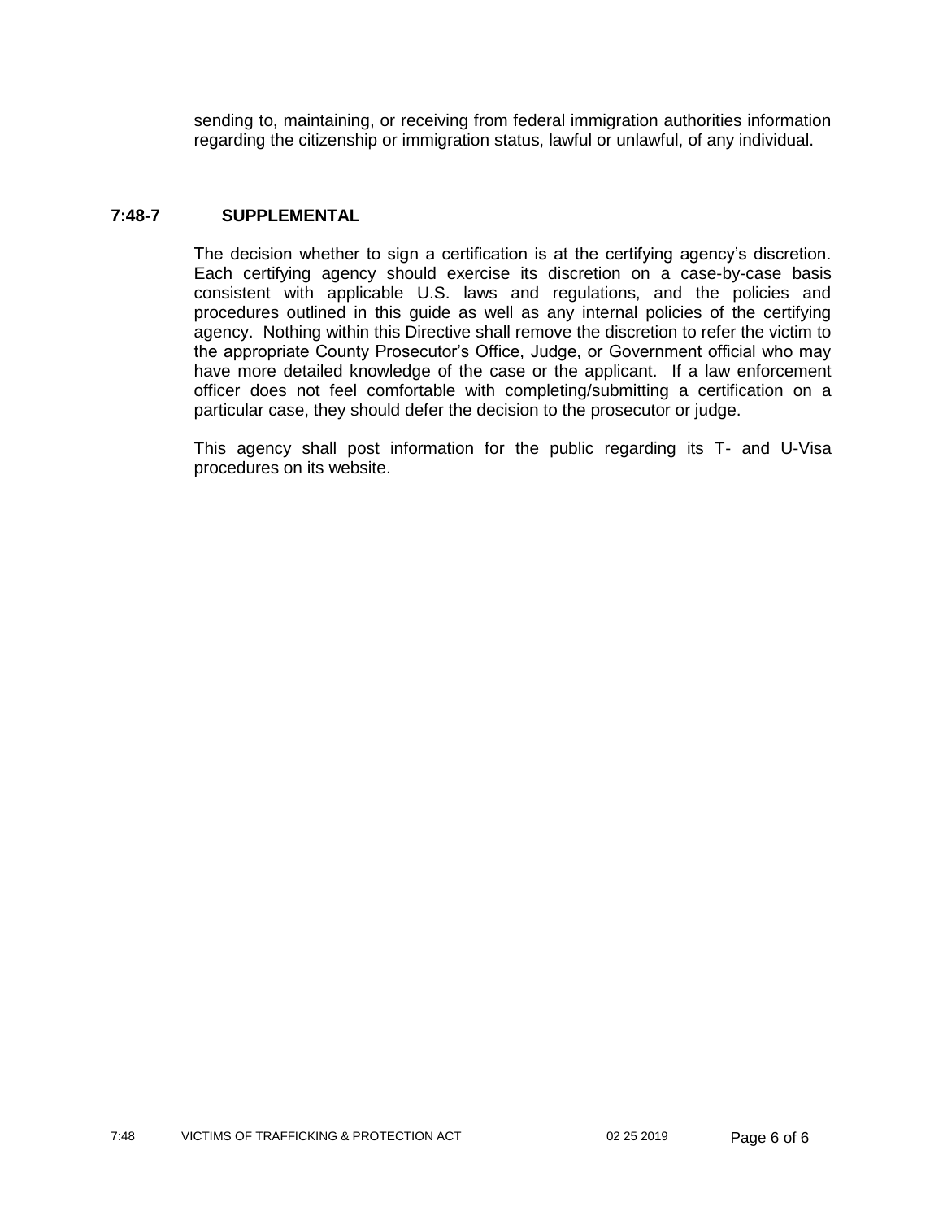sending to, maintaining, or receiving from federal immigration authorities information regarding the citizenship or immigration status, lawful or unlawful, of any individual.

## 7:48-7 SUPPLEMENTAL

The decision whether to sign a certification is at the certifying agency's discretion. Each certifying agency should exercise its discretion on a case-by-case basis consistent with applicable U.S. laws and regulations, and the policies and procedures outlined in this guide as well as any internal policies of the certifying agency. Nothing within this Directive shall remove the discretion to refer the victim to the appropriate County Prosecutor's Office, Judge, or Government official who may have more detailed knowledge of the case or the applicant. If a law enforcement officer does not feel comfortable with completing/submitting a certification on a particular case, they should defer the decision to the prosecutor or judge.

This agency shall post information for the public regarding its T- and U-Visa procedures on its website.